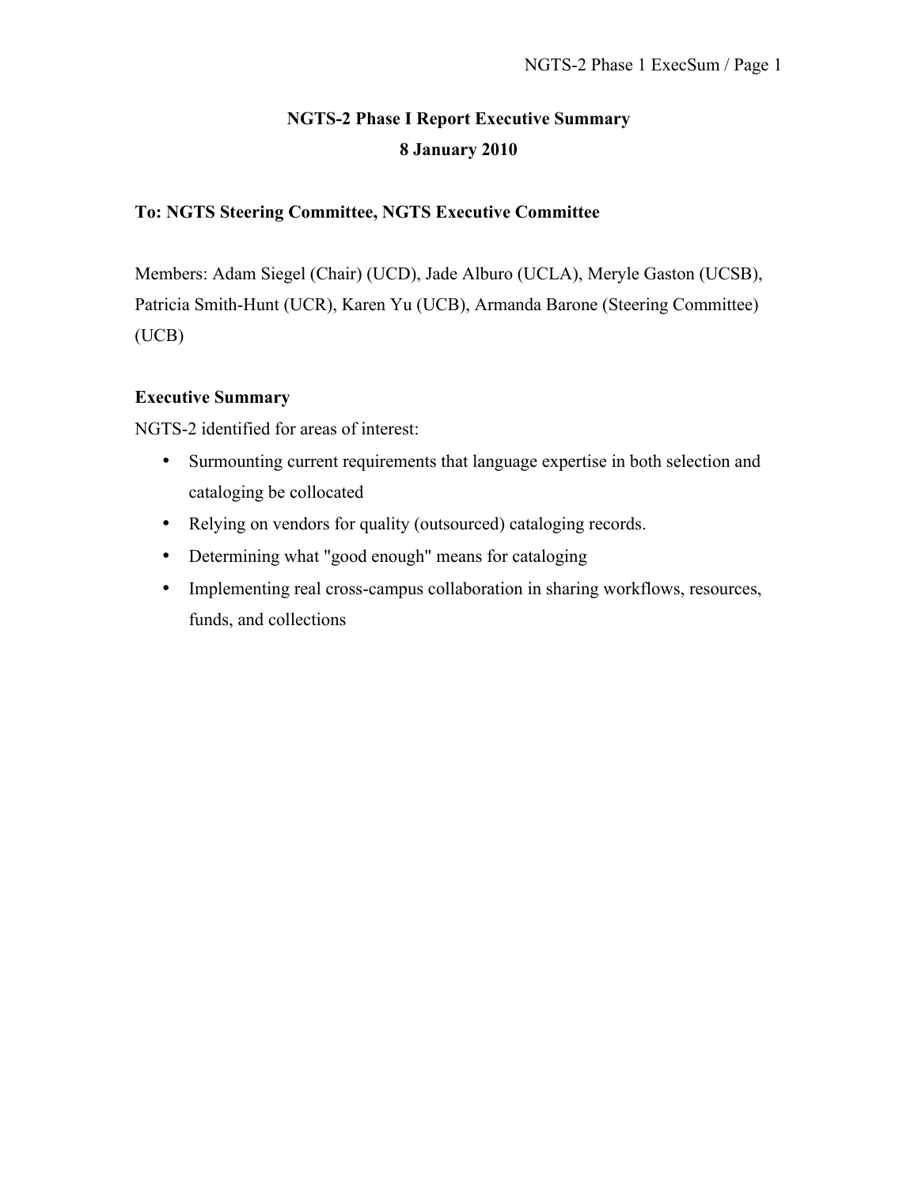# NGTS-2 Phase I Report Executive Summary

**8 January 2010**

**To: NGTS Steering Committee, NGTS Executive Committee**

Members: Adam Siegel (Chair) (UCD), Jade Alburo (UCLA), Meryle Gaston (UCSB), Patricia Smith-Hunt (UCR), Karen Yu (UCB), Armanda Barone (Steering Committee) (UCB)

## Executive Summary

NGTS-2 identified for areas of interest:

- Surmounting current requirements that language expertise in both selection and cataloging be collocated
- Relying on vendors for quality (outsourced) cataloging records.
- Determining what "good enough" means for cataloging
- Implementing real cross-campus collaboration in sharing workflows, resources, funds, and collections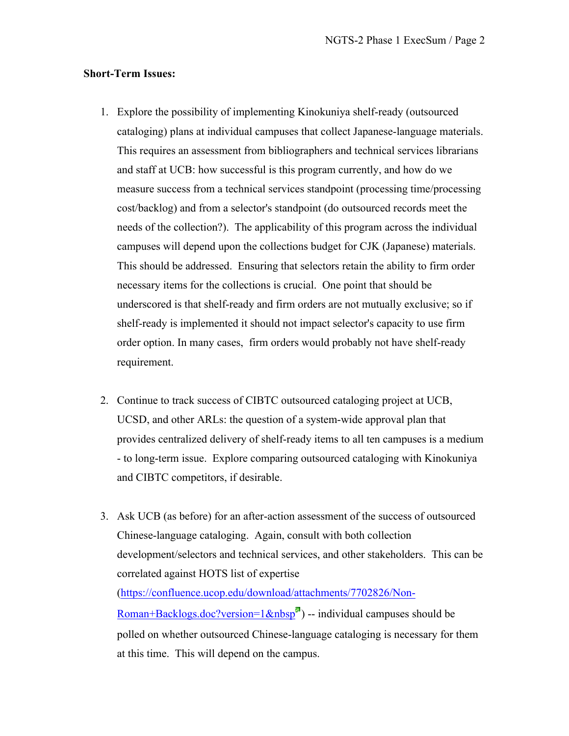**Short-Term Issues:**

1. Explore the possibility of implementing Kinokuniya shelf-ready (outsourced cataloging) plans at individual campuses that collect Japanese-language materials. This requires an assessment from bibliographers and technical services librarians and staff at UCB: how successful is this program currently, and how do we measure success from a technical services standpoint (processing time/processing cost/backlog) and from a selector's standpoint (do outsourced records meet the needs of the collection?). The applicability of this program across the individual campuses will depend upon the collections budget for CJK (Japanese) materials. This should be addressed. Ensuring that selectors retain the ability to firm order necessary items for the collections is crucial. One point that should be underscored is that shelf-ready and firm orders are not mutually exclusive; so if shelf-ready is implemented it should not impact selector's capacity to use firm order option. In many cases, firm orders would probably not have shelf-ready requirement.

2. Continue to track success of CIBTC outsourced cataloging project at UCB, UCSD, and other ARLs: the question of a system-wide approval plan that provides centralized delivery of shelf-ready items to all ten campuses is a medium - to long-term issue. Explore comparing outsourced cataloging with Kinokuniya and CIBTC competitors, if desirable.

3. Ask UCB (as before) for an after-action assessment of the success of outsourced Chinese-language cataloging. Again, consult with both collection development/selectors and technical services, and other stakeholders. This can be correlated against HOTS list of expertise (https://confluence.ucop.edu/download/attachments/7702826/Non-Roman+Backlogs.doc?version=1&nbsp) -- individual campuses should be polled on whether outsourced Chinese-language cataloging is necessary for them at this time. This will depend on the campus.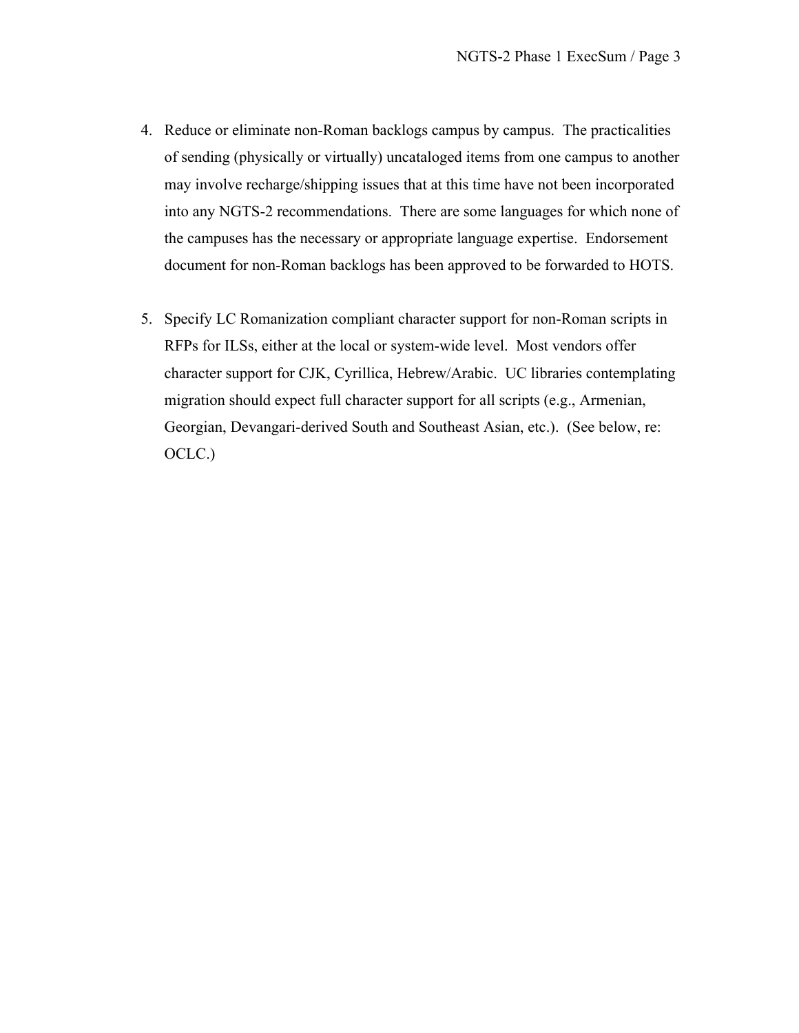4. Reduce or eliminate non-Roman backlogs campus by campus. The practicalities of sending (physically or virtually) uncataloged items from one campus to another may involve recharge/shipping issues that at this time have not been incorporated into any NGTS-2 recommendations. There are some languages for which none of the campuses has the necessary or appropriate language expertise. Endorsement document for non-Roman backlogs has been approved to be forwarded to HOTS.

5. Specify LC Romanization compliant character support for non-Roman scripts in RFPs for ILSs, either at the local or system-wide level. Most vendors offer character support for CJK, Cyrillica, Hebrew/Arabic. UC libraries contemplating migration should expect full character support for all scripts (e.g., Armenian, Georgian, Devangari-derived South and Southeast Asian, etc.). (See below, re: OCLC.)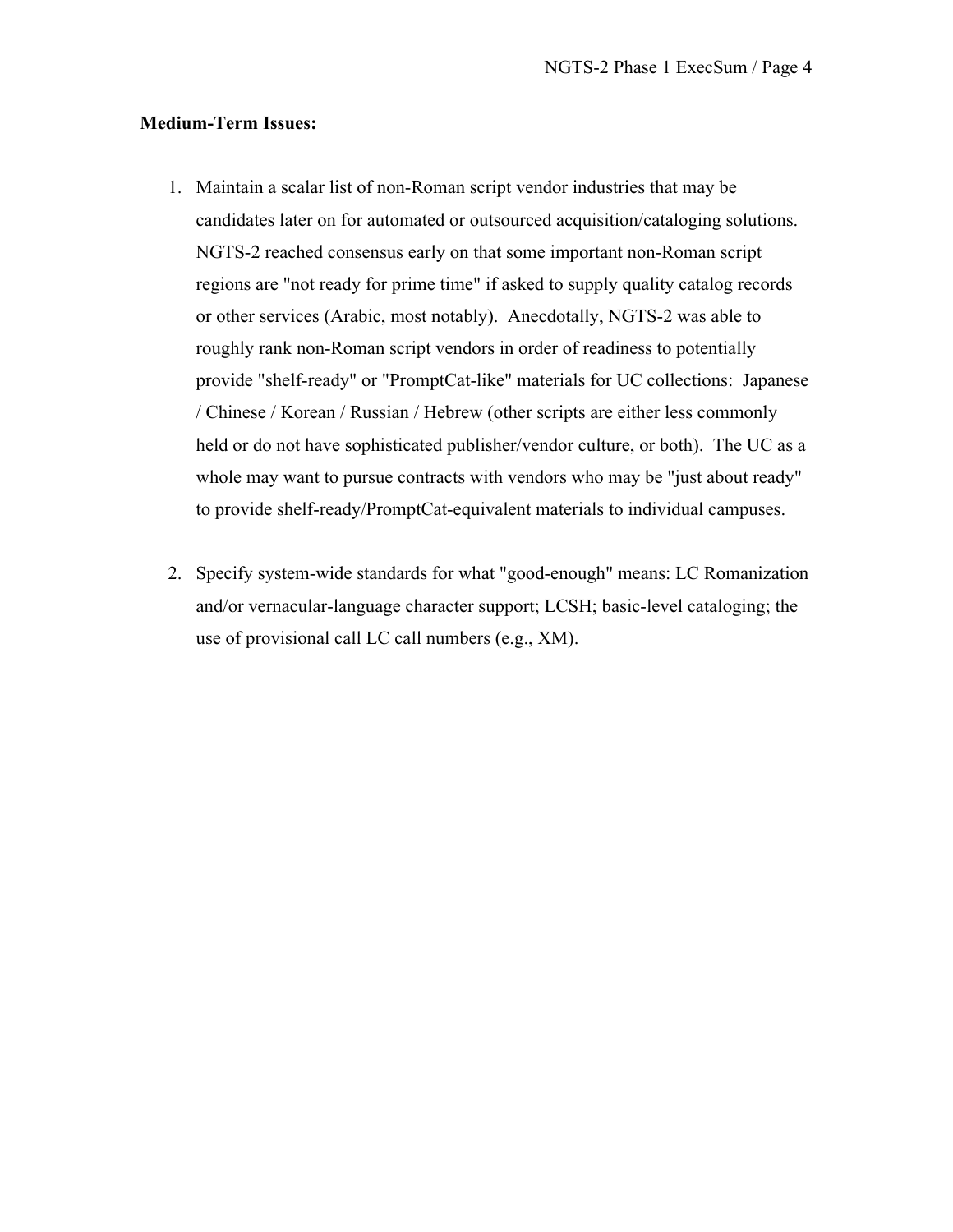**Medium-Term Issues:**

1. Maintain a scalar list of non-Roman script vendor industries that may be candidates later on for automated or outsourced acquisition/cataloging solutions. NGTS-2 reached consensus early on that some important non-Roman script regions are "not ready for prime time" if asked to supply quality catalog records or other services (Arabic, most notably). Anecdotally, NGTS-2 was able to roughly rank non-Roman script vendors in order of readiness to potentially provide "shelf-ready" or "PromptCat-like" materials for UC collections: Japanese / Chinese / Korean / Russian / Hebrew (other scripts are either less commonly held or do not have sophisticated publisher/vendor culture, or both). The UC as a whole may want to pursue contracts with vendors who may be "just about ready" to provide shelf-ready/PromptCat-equivalent materials to individual campuses.

2. Specify system-wide standards for what "good-enough" means: LC Romanization and/or vernacular-language character support; LCSH; basic-level cataloging; the use of provisional call LC call numbers (e.g., XM).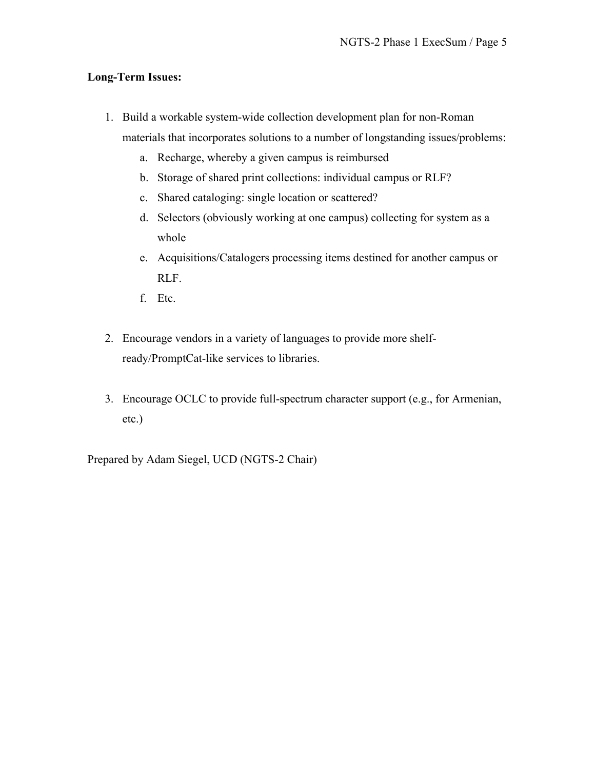**Long-Term Issues:**

1. Build a workable system-wide collection development plan for non-Roman materials that incorporates solutions to a number of longstanding issues/problems:
   a. Recharge, whereby a given campus is reimbursed
   b. Storage of shared print collections: individual campus or RLF?
   c. Shared cataloging: single location or scattered?
   d. Selectors (obviously working at one campus) collecting for system as a whole
   e. Acquisitions/Catalogers processing items destined for another campus or RLF.
   f. Etc.

2. Encourage vendors in a variety of languages to provide more shelf-ready/PromptCat-like services to libraries.

3. Encourage OCLC to provide full-spectrum character support (e.g., for Armenian, etc.)

Prepared by Adam Siegel, UCD (NGTS-2 Chair)